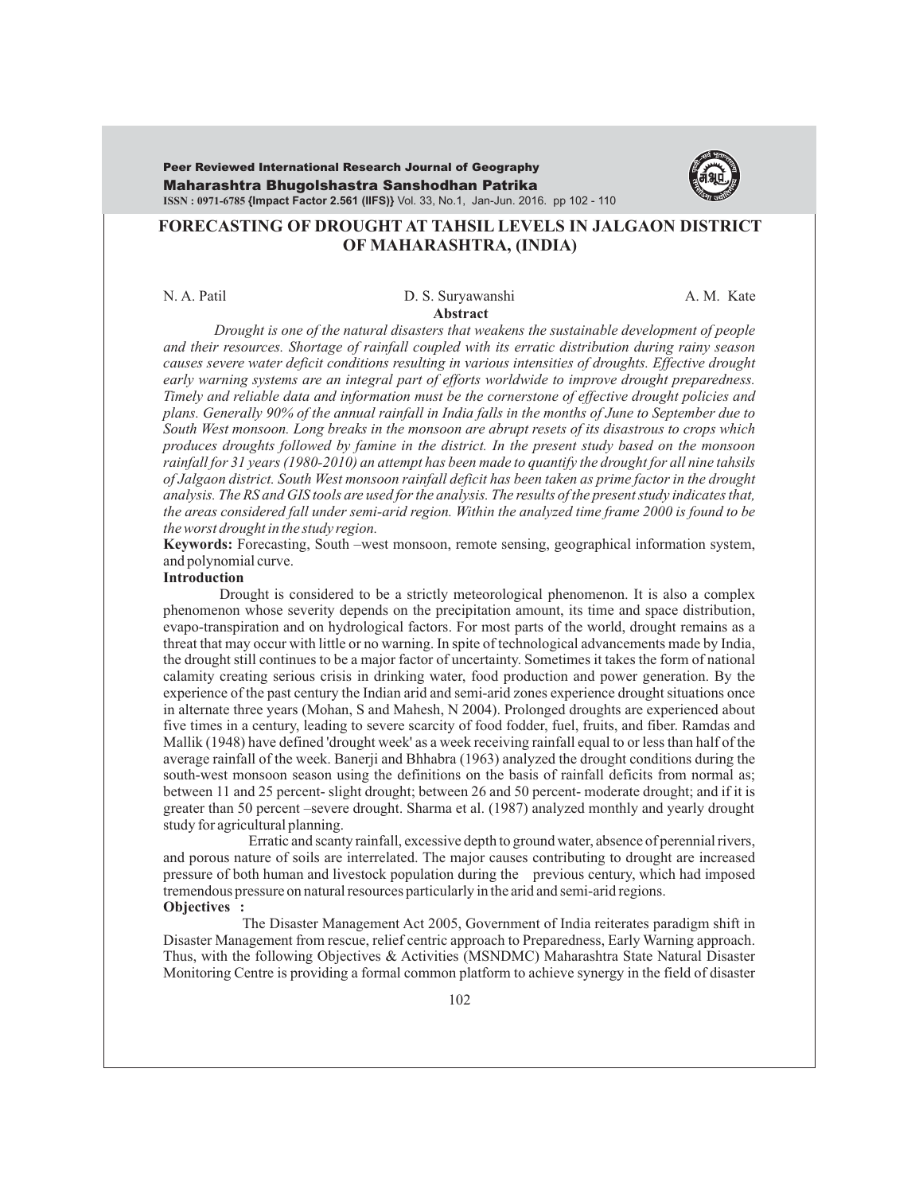# FORECASTING OF DROUGHT AT TAHSIL LEVELS IN JALGAON DISTRICT OF MAHARASHTRA, (INDIA)

N. A. Patil D. S. Suryawanshi A. M. Kate

**Abstract**

*Drought is one of the natural disasters that weakens the sustainable development of people and their resources. Shortage of rainfall coupled with its erratic distribution during rainy season causes severe water deficit conditions resulting in various intensities of droughts. Effective drought early warning systems are an integral part of efforts worldwide to improve drought preparedness. Timely and reliable data and information must be the cornerstone of effective drought policies and plans. Generally 90% of the annual rainfall in India falls in the months of June to September due to South West monsoon. Long breaks in the monsoon are abrupt resets of its disastrous to crops which produces droughts followed by famine in the district. In the present study based on the monsoon rainfall for 31 years (1980-2010) an attempt has been made to quantify the drought for all nine tahsils of Jalgaon district. South West monsoon rainfall deficit has been taken as prime factor in the drought analysis. The RS and GIS tools are used for the analysis. The results of the present study indicates that, the areas considered fall under semi-arid region. Within the analyzed time frame 2000 is found to be the worst drought in the study region.*

**Keywords:** Forecasting, South –west monsoon, remote sensing, geographical information system, and polynomial curve.

## Introduction

Drought is considered to be a strictly meteorological phenomenon. It is also a complex phenomenon whose severity depends on the precipitation amount, its time and space distribution, evapo-transpiration and on hydrological factors. For most parts of the world, drought remains as a threat that may occur with little or no warning. In spite of technological advancements made by India, the drought still continues to be a major factor of uncertainty. Sometimes it takes the form of national calamity creating serious crisis in drinking water, food production and power generation. By the experience of the past century the Indian arid and semi-arid zones experience drought situations once in alternate three years (Mohan, S and Mahesh, N 2004). Prolonged droughts are experienced about five times in a century, leading to severe scarcity of food fodder, fuel, fruits, and fiber. Ramdas and Mallik (1948) have defined 'drought week' as a week receiving rainfall equal to or less than half of the average rainfall of the week. Banerji and Bhhabra (1963) analyzed the drought conditions during the south-west monsoon season using the definitions on the basis of rainfall deficits from normal as; between 11 and 25 percent- slight drought; between 26 and 50 percent- moderate drought; and if it is greater than 50 percent –severe drought. Sharma et al. (1987) analyzed monthly and yearly drought study for agricultural planning.

Erratic and scanty rainfall, excessive depth to ground water, absence of perennial rivers, and porous nature of soils are interrelated. The major causes contributing to drought are increased pressure of both human and livestock population during the previous century, which had imposed tremendous pressure on natural resources particularly in the arid and semi-arid regions.

## Objectives :

The Disaster Management Act 2005, Government of India reiterates paradigm shift in Disaster Management from rescue, relief centric approach to Preparedness, Early Warning approach. Thus, with the following Objectives & Activities (MSNDMC) Maharashtra State Natural Disaster Monitoring Centre is providing a formal common platform to achieve synergy in the field of disaster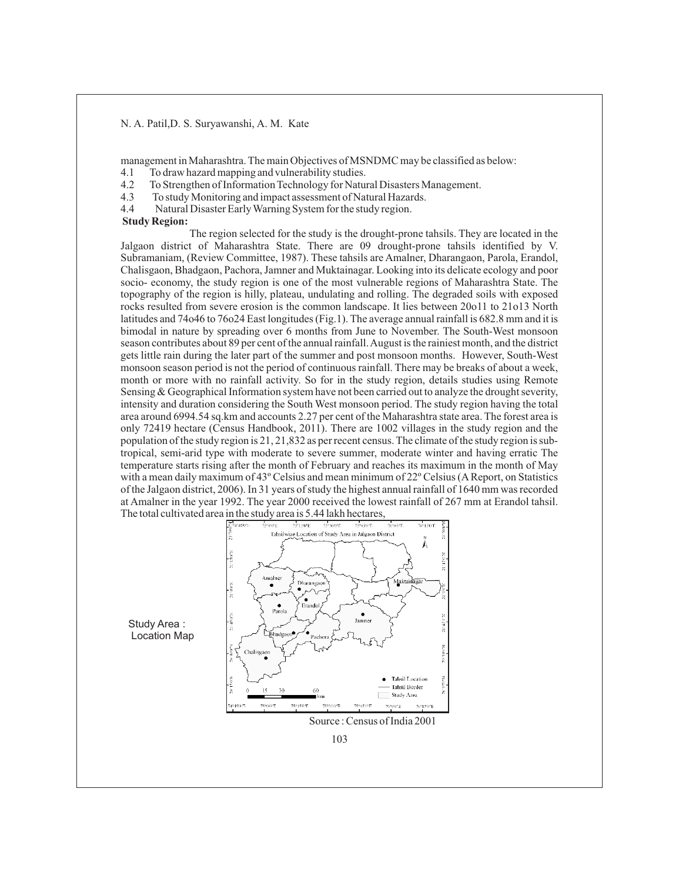management in Maharashtra. The main Objectives of MSNDMC may be classified as below:

4.1 To draw hazard mapping and vulnerability studies.

4.2 To Strengthen of Information Technology for Natural Disasters Management.

4.3 To study Monitoring and impact assessment of Natural Hazards.

4.4 Natural Disaster Early Warning System for the study region.

**Study Region:**

The region selected for the study is the drought-prone tahsils. They are located in the Jalgaon district of Maharashtra State. There are 09 drought-prone tahsils identified by V. Subramaniam, (Review Committee, 1987). These tahsils are Amalner, Dharangaon, Parola, Erandol, Chalisgaon, Bhadgaon, Pachora, Jamner and Muktainagar. Looking into its delicate ecology and poor socio- economy, the study region is one of the most vulnerable regions of Maharashtra State. The topography of the region is hilly, plateau, undulating and rolling. The degraded soils with exposed rocks resulted from severe erosion is the common landscape. It lies between 20o11 to 21o13 North latitudes and 74o46 to 76o24 East longitudes (Fig.1). The average annual rainfall is 682.8 mm and it is bimodal in nature by spreading over 6 months from June to November. The South-West monsoon season contributes about 89 per cent of the annual rainfall. August is the rainiest month, and the district gets little rain during the later part of the summer and post monsoon months. However, South-West monsoon season period is not the period of continuous rainfall. There may be breaks of about a week, month or more with no rainfall activity. So for in the study region, details studies using Remote Sensing & Geographical Information system have not been carried out to analyze the drought severity, intensity and duration considering the South West monsoon period. The study region having the total area around 6994.54 sq.km and accounts 2.27 per cent of the Maharashtra state area. The forest area is only 72419 hectare (Census Handbook, 2011). There are 1002 villages in the study region and the population of the study region is 21, 21,832 as per recent census. The climate of the study region is sub-tropical, semi-arid type with moderate to severe summer, moderate winter and having erratic The temperature starts rising after the month of February and reaches its maximum in the month of May with a mean daily maximum of 43º Celsius and mean minimum of 22º Celsius (A Report, on Statistics of the Jalgaon district, 2006). In 31 years of study the highest annual rainfall of 1640 mm was recorded at Amalner in the year 1992. The year 2000 received the lowest rainfall of 267 mm at Erandol tahsil. The total cultivated area in the study area is 5.44 lakh hectares,

Study Area : Location Map

Tahsilwise Location of Study Area in Jalgaon District

Source : Census of India 2001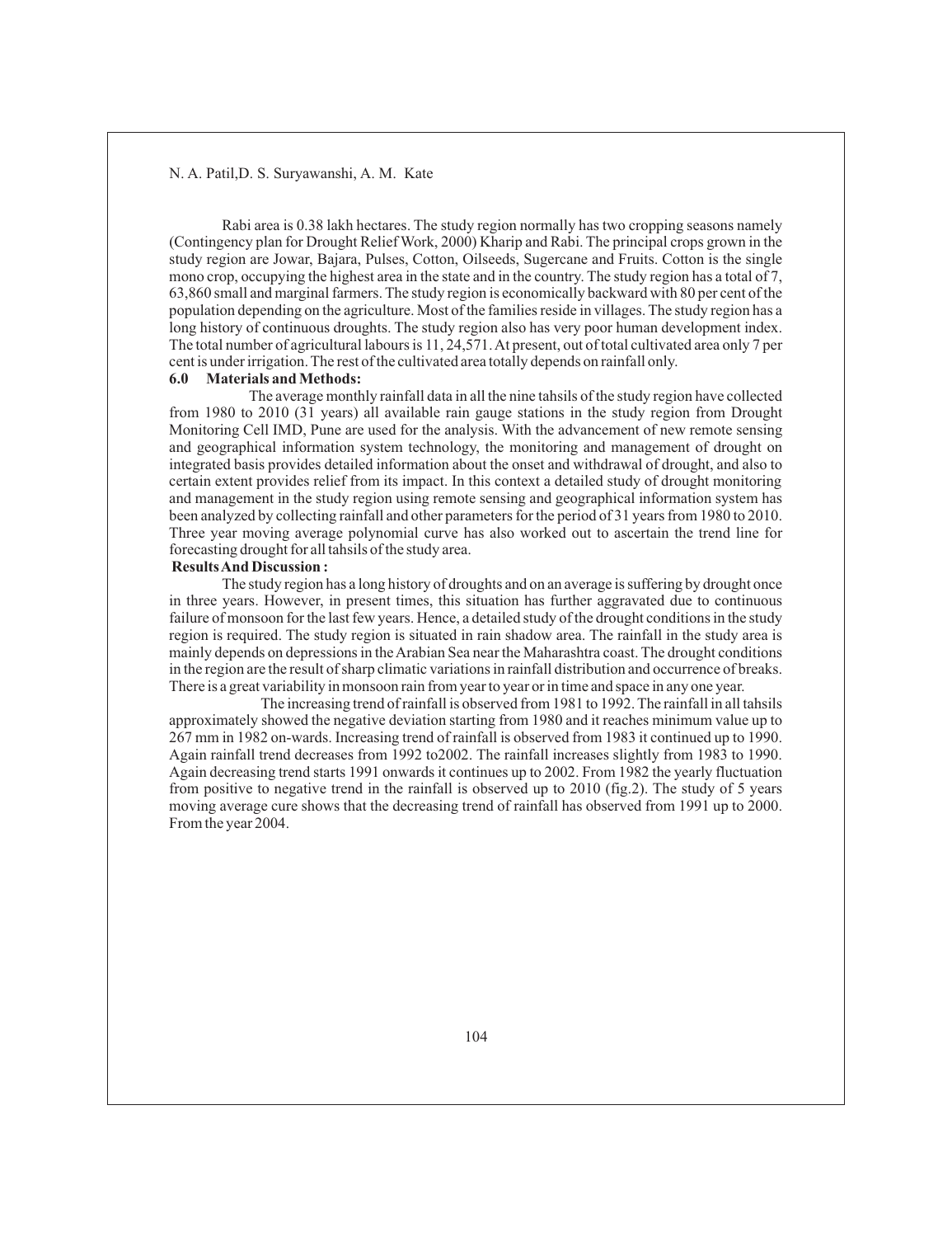Rabi area is 0.38 lakh hectares. The study region normally has two cropping seasons namely (Contingency plan for Drought Relief Work, 2000) Kharip and Rabi. The principal crops grown in the study region are Jowar, Bajara, Pulses, Cotton, Oilseeds, Sugercane and Fruits. Cotton is the single mono crop, occupying the highest area in the state and in the country. The study region has a total of 7, 63,860 small and marginal farmers. The study region is economically backward with 80 per cent of the population depending on the agriculture. Most of the families reside in villages. The study region has a long history of continuous droughts. The study region also has very poor human development index. The total number of agricultural labours is 11, 24,571. At present, out of total cultivated area only 7 per cent is under irrigation. The rest of the cultivated area totally depends on rainfall only.

### 6.0 Materials and Methods:

The average monthly rainfall data in all the nine tahsils of the study region have collected from 1980 to 2010 (31 years) all available rain gauge stations in the study region from Drought Monitoring Cell IMD, Pune are used for the analysis. With the advancement of new remote sensing and geographical information system technology, the monitoring and management of drought on integrated basis provides detailed information about the onset and withdrawal of drought, and also to certain extent provides relief from its impact. In this context a detailed study of drought monitoring and management in the study region using remote sensing and geographical information system has been analyzed by collecting rainfall and other parameters for the period of 31 years from 1980 to 2010. Three year moving average polynomial curve has also worked out to ascertain the trend line for forecasting drought for all tahsils of the study area.

### Results And Discussion :

The study region has a long history of droughts and on an average is suffering by drought once in three years. However, in present times, this situation has further aggravated due to continuous failure of monsoon for the last few years. Hence, a detailed study of the drought conditions in the study region is required. The study region is situated in rain shadow area. The rainfall in the study area is mainly depends on depressions in the Arabian Sea near the Maharashtra coast. The drought conditions in the region are the result of sharp climatic variations in rainfall distribution and occurrence of breaks. There is a great variability in monsoon rain from year to year or in time and space in any one year.

The increasing trend of rainfall is observed from 1981 to 1992. The rainfall in all tahsils approximately showed the negative deviation starting from 1980 and it reaches minimum value up to 267 mm in 1982 on-wards. Increasing trend of rainfall is observed from 1983 it continued up to 1990. Again rainfall trend decreases from 1992 to2002. The rainfall increases slightly from 1983 to 1990. Again decreasing trend starts 1991 onwards it continues up to 2002. From 1982 the yearly fluctuation from positive to negative trend in the rainfall is observed up to 2010 (fig.2). The study of 5 years moving average cure shows that the decreasing trend of rainfall has observed from 1991 up to 2000. From the year 2004.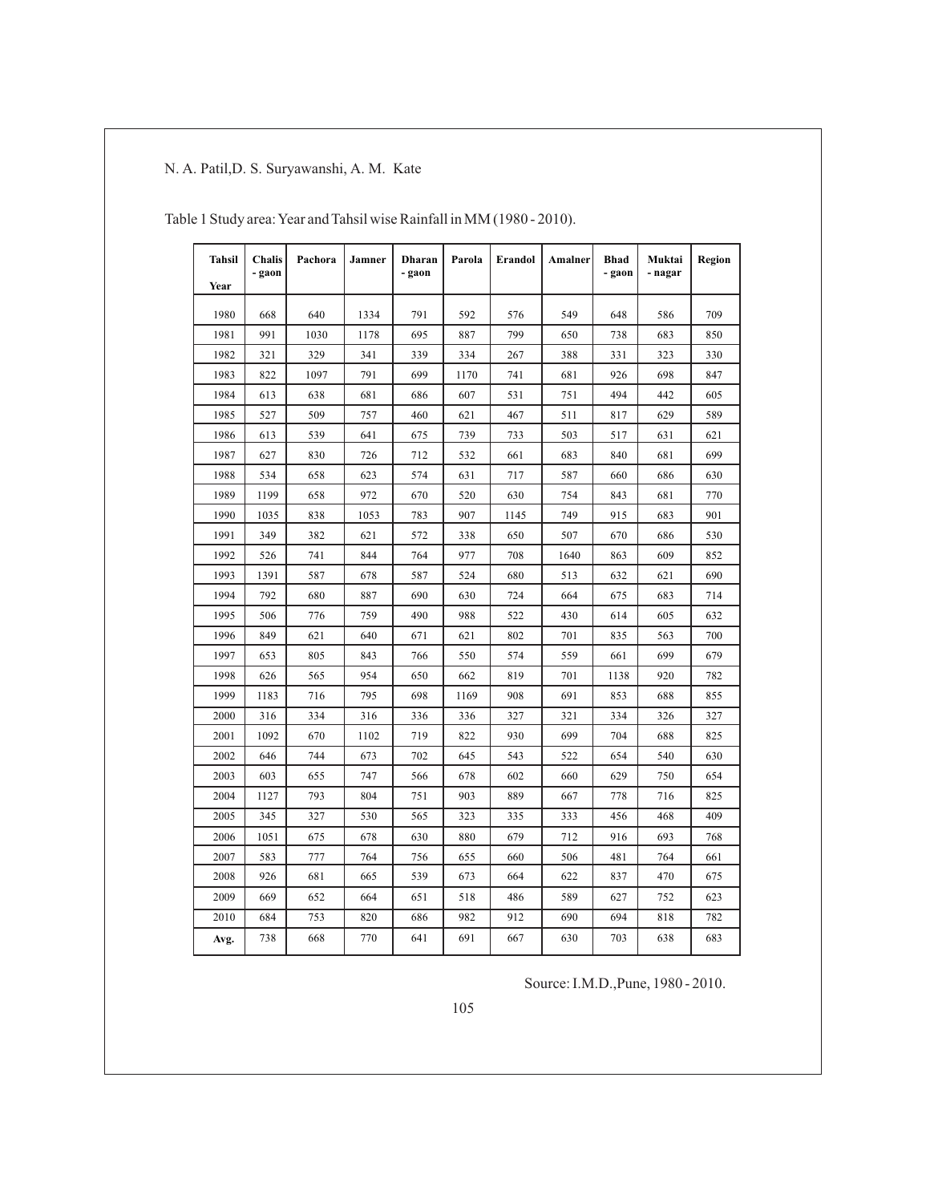Table 1 Study area: Year and Tahsil wise Rainfall in MM (1980 - 2010).

| Tahsil / Year | Chalis - gaon | Pachora | Jamner | Dharan - gaon | Parola | Erandol | Amalner | Bhad - gaon | Muktai - nagar | Region |
|---|---|---|---|---|---|---|---|---|---|---|
| 1980 | 668 | 640 | 1334 | 791 | 592 | 576 | 549 | 648 | 586 | 709 |
| 1981 | 991 | 1030 | 1178 | 695 | 887 | 799 | 650 | 738 | 683 | 850 |
| 1982 | 321 | 329 | 341 | 339 | 334 | 267 | 388 | 331 | 323 | 330 |
| 1983 | 822 | 1097 | 791 | 699 | 1170 | 741 | 681 | 926 | 698 | 847 |
| 1984 | 613 | 638 | 681 | 686 | 607 | 531 | 751 | 494 | 442 | 605 |
| 1985 | 527 | 509 | 757 | 460 | 621 | 467 | 511 | 817 | 629 | 589 |
| 1986 | 613 | 539 | 641 | 675 | 739 | 733 | 503 | 517 | 631 | 621 |
| 1987 | 627 | 830 | 726 | 712 | 532 | 661 | 683 | 840 | 681 | 699 |
| 1988 | 534 | 658 | 623 | 574 | 631 | 717 | 587 | 660 | 686 | 630 |
| 1989 | 1199 | 658 | 972 | 670 | 520 | 630 | 754 | 843 | 681 | 770 |
| 1990 | 1035 | 838 | 1053 | 783 | 907 | 1145 | 749 | 915 | 683 | 901 |
| 1991 | 349 | 382 | 621 | 572 | 338 | 650 | 507 | 670 | 686 | 530 |
| 1992 | 526 | 741 | 844 | 764 | 977 | 708 | 1640 | 863 | 609 | 852 |
| 1993 | 1391 | 587 | 678 | 587 | 524 | 680 | 513 | 632 | 621 | 690 |
| 1994 | 792 | 680 | 887 | 690 | 630 | 724 | 664 | 675 | 683 | 714 |
| 1995 | 506 | 776 | 759 | 490 | 988 | 522 | 430 | 614 | 605 | 632 |
| 1996 | 849 | 621 | 640 | 671 | 621 | 802 | 701 | 835 | 563 | 700 |
| 1997 | 653 | 805 | 843 | 766 | 550 | 574 | 559 | 661 | 699 | 679 |
| 1998 | 626 | 565 | 954 | 650 | 662 | 819 | 701 | 1138 | 920 | 782 |
| 1999 | 1183 | 716 | 795 | 698 | 1169 | 908 | 691 | 853 | 688 | 855 |
| 2000 | 316 | 334 | 316 | 336 | 336 | 327 | 321 | 334 | 326 | 327 |
| 2001 | 1092 | 670 | 1102 | 719 | 822 | 930 | 699 | 704 | 688 | 825 |
| 2002 | 646 | 744 | 673 | 702 | 645 | 543 | 522 | 654 | 540 | 630 |
| 2003 | 603 | 655 | 747 | 566 | 678 | 602 | 660 | 629 | 750 | 654 |
| 2004 | 1127 | 793 | 804 | 751 | 903 | 889 | 667 | 778 | 716 | 825 |
| 2005 | 345 | 327 | 530 | 565 | 323 | 335 | 333 | 456 | 468 | 409 |
| 2006 | 1051 | 675 | 678 | 630 | 880 | 679 | 712 | 916 | 693 | 768 |
| 2007 | 583 | 777 | 764 | 756 | 655 | 660 | 506 | 481 | 764 | 661 |
| 2008 | 926 | 681 | 665 | 539 | 673 | 664 | 622 | 837 | 470 | 675 |
| 2009 | 669 | 652 | 664 | 651 | 518 | 486 | 589 | 627 | 752 | 623 |
| 2010 | 684 | 753 | 820 | 686 | 982 | 912 | 690 | 694 | 818 | 782 |
| Avg. | 738 | 668 | 770 | 641 | 691 | 667 | 630 | 703 | 638 | 683 |

Source: I.M.D., Pune, 1980 - 2010.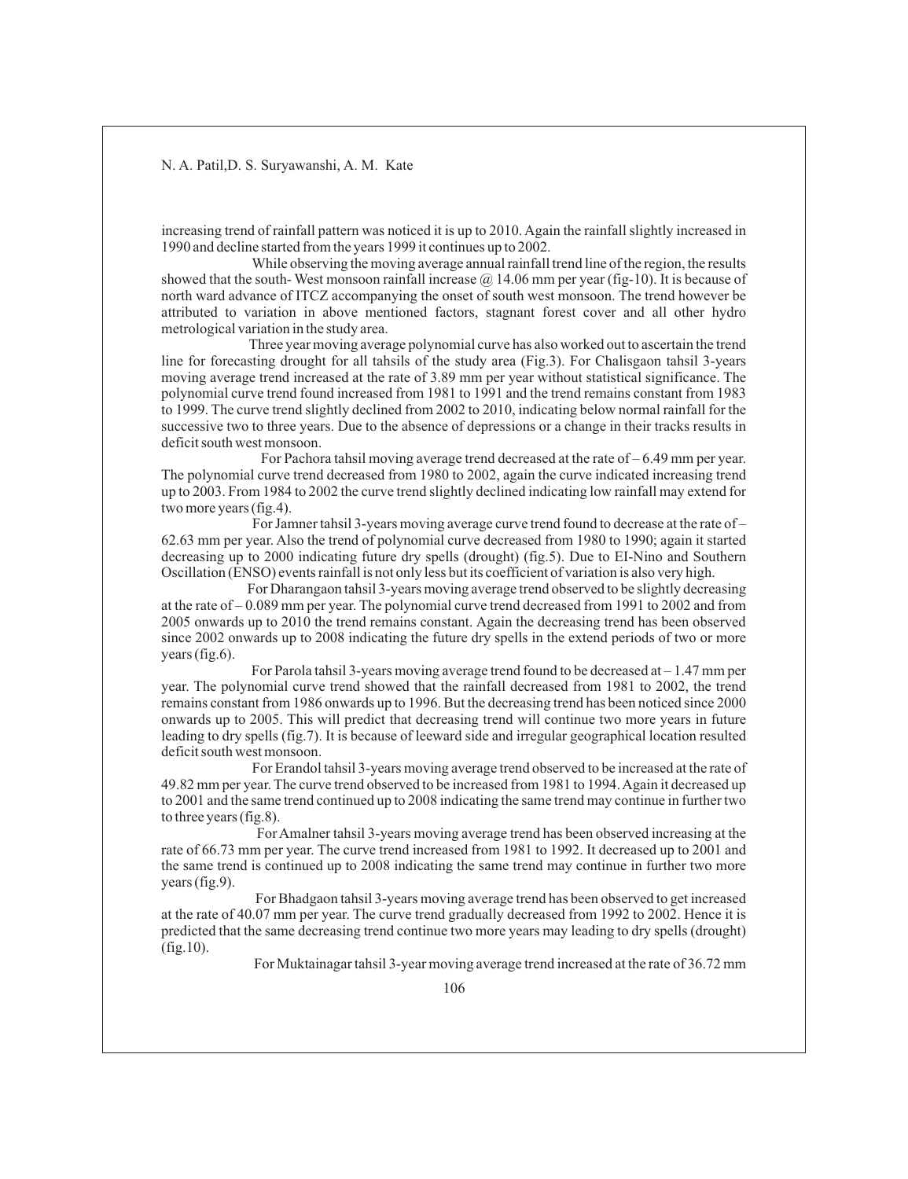increasing trend of rainfall pattern was noticed it is up to 2010. Again the rainfall slightly increased in 1990 and decline started from the years 1999 it continues up to 2002.

While observing the moving average annual rainfall trend line of the region, the results showed that the south- West monsoon rainfall increase @ 14.06 mm per year (fig-10). It is because of north ward advance of ITCZ accompanying the onset of south west monsoon. The trend however be attributed to variation in above mentioned factors, stagnant forest cover and all other hydro metrological variation in the study area.

Three year moving average polynomial curve has also worked out to ascertain the trend line for forecasting drought for all tahsils of the study area (Fig.3). For Chalisgaon tahsil 3-years moving average trend increased at the rate of 3.89 mm per year without statistical significance. The polynomial curve trend found increased from 1981 to 1991 and the trend remains constant from 1983 to 1999. The curve trend slightly declined from 2002 to 2010, indicating below normal rainfall for the successive two to three years. Due to the absence of depressions or a change in their tracks results in deficit south west monsoon.

For Pachora tahsil moving average trend decreased at the rate of – 6.49 mm per year. The polynomial curve trend decreased from 1980 to 2002, again the curve indicated increasing trend up to 2003. From 1984 to 2002 the curve trend slightly declined indicating low rainfall may extend for two more years (fig.4).

For Jamner tahsil 3-years moving average curve trend found to decrease at the rate of – 62.63 mm per year. Also the trend of polynomial curve decreased from 1980 to 1990; again it started decreasing up to 2000 indicating future dry spells (drought) (fig.5). Due to EI-Nino and Southern Oscillation (ENSO) events rainfall is not only less but its coefficient of variation is also very high.

For Dharangaon tahsil 3-years moving average trend observed to be slightly decreasing at the rate of – 0.089 mm per year. The polynomial curve trend decreased from 1991 to 2002 and from 2005 onwards up to 2010 the trend remains constant. Again the decreasing trend has been observed since 2002 onwards up to 2008 indicating the future dry spells in the extend periods of two or more years (fig.6).

For Parola tahsil 3-years moving average trend found to be decreased at – 1.47 mm per year. The polynomial curve trend showed that the rainfall decreased from 1981 to 2002, the trend remains constant from 1986 onwards up to 1996. But the decreasing trend has been noticed since 2000 onwards up to 2005. This will predict that decreasing trend will continue two more years in future leading to dry spells (fig.7). It is because of leeward side and irregular geographical location resulted deficit south west monsoon.

For Erandol tahsil 3-years moving average trend observed to be increased at the rate of 49.82 mm per year. The curve trend observed to be increased from 1981 to 1994. Again it decreased up to 2001 and the same trend continued up to 2008 indicating the same trend may continue in further two to three years (fig.8).

For Amalner tahsil 3-years moving average trend has been observed increasing at the rate of 66.73 mm per year. The curve trend increased from 1981 to 1992. It decreased up to 2001 and the same trend is continued up to 2008 indicating the same trend may continue in further two more years (fig.9).

For Bhadgaon tahsil 3-years moving average trend has been observed to get increased at the rate of 40.07 mm per year. The curve trend gradually decreased from 1992 to 2002. Hence it is predicted that the same decreasing trend continue two more years may leading to dry spells (drought) (fig.10).

For Muktainagar tahsil 3-year moving average trend increased at the rate of 36.72 mm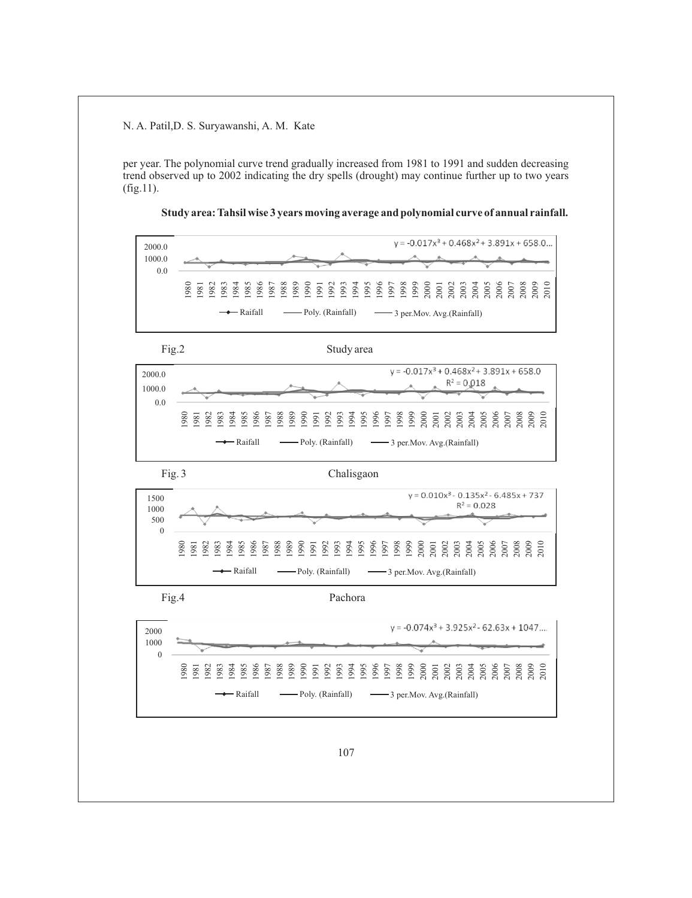per year. The polynomial curve trend gradually increased from 1981 to 1991 and sudden decreasing trend observed up to 2002 indicating the dry spells (drought) may continue further up to two years (fig.11).

**Study area: Tahsil wise 3 years moving average and polynomial curve of annual rainfall.**

Fig.2 Study area

Fig. 3 Chalisgaon

Fig.4 Pachora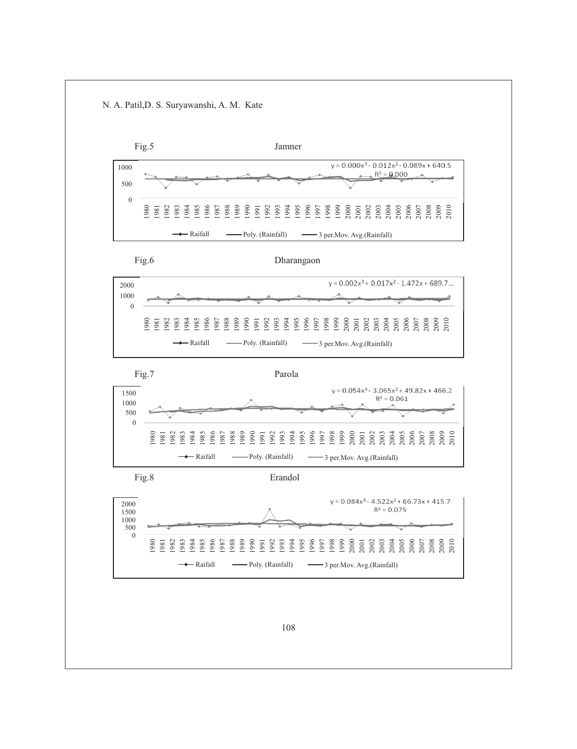Fig.5 Jamner

$y = 0.000x^3 - 0.012x^2 - 0.089x + 640.5$
$R^2 = 0.000$

Raifall | Poly. (Rainfall) | 3 per.Mov. Avg.(Rainfall)

Fig.6 Dharangaon

$y = 0.002x^3 + 0.017x^2 - 1.472x + 689.7...$

Raifall | Poly. (Rainfall) | 3 per.Mov. Avg.(Rainfall)

Fig.7 Parola

$y = 0.054x^3 - 3.065x^2 + 49.82x + 466.2$
$R^2 = 0.061$

Raifall | Poly. (Rainfall) | 3 per.Mov. Avg.(Rainfall)

Fig.8 Erandol

$y = 0.084x^3 - 4.522x^2 + 66.73x + 415.7$
$R^2 = 0.075$

Raifall | Poly. (Rainfall) | 3 per.Mov. Avg.(Rainfall)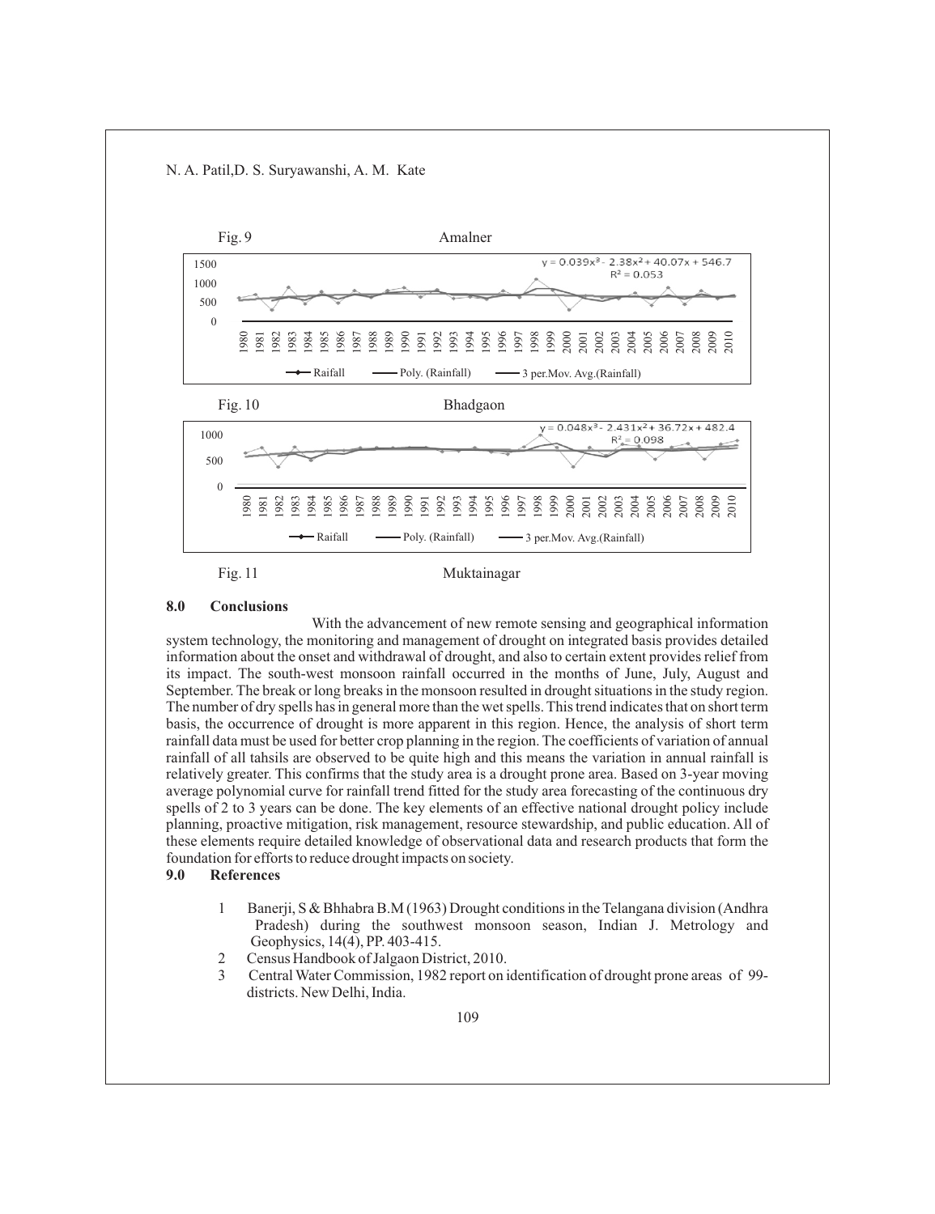Fig. 9 Amalner

$y = 0.039x^3 - 2.38x^2 + 40.07x + 546.7$
$R^2 = 0.053$

Raifall — Poly. (Rainfall) — 3 per.Mov. Avg.(Rainfall)

Fig. 10 Bhadgaon

$y = 0.048x^3 - 2.431x^2 + 36.72x + 482.4$
$R^2 = 0.098$

Raifall — Poly. (Rainfall) — 3 per.Mov. Avg.(Rainfall)

Fig. 11 Muktainagar

## 8.0 Conclusions

With the advancement of new remote sensing and geographical information system technology, the monitoring and management of drought on integrated basis provides detailed information about the onset and withdrawal of drought, and also to certain extent provides relief from its impact. The south-west monsoon rainfall occurred in the months of June, July, August and September. The break or long breaks in the monsoon resulted in drought situations in the study region. The number of dry spells has in general more than the wet spells. This trend indicates that on short term basis, the occurrence of drought is more apparent in this region. Hence, the analysis of short term rainfall data must be used for better crop planning in the region. The coefficients of variation of annual rainfall of all tahsils are observed to be quite high and this means the variation in annual rainfall is relatively greater. This confirms that the study area is a drought prone area. Based on 3-year moving average polynomial curve for rainfall trend fitted for the study area forecasting of the continuous dry spells of 2 to 3 years can be done. The key elements of an effective national drought policy include planning, proactive mitigation, risk management, resource stewardship, and public education. All of these elements require detailed knowledge of observational data and research products that form the foundation for efforts to reduce drought impacts on society.

## 9.0 References

1. Banerji, S & Bhhabra B.M (1963) Drought conditions in the Telangana division (Andhra Pradesh) during the southwest monsoon season, Indian J. Metrology and Geophysics, 14(4), PP. 403-415.
2. Census Handbook of Jalgaon District, 2010.
3. Central Water Commission, 1982 report on identification of drought prone areas of 99-districts. New Delhi, India.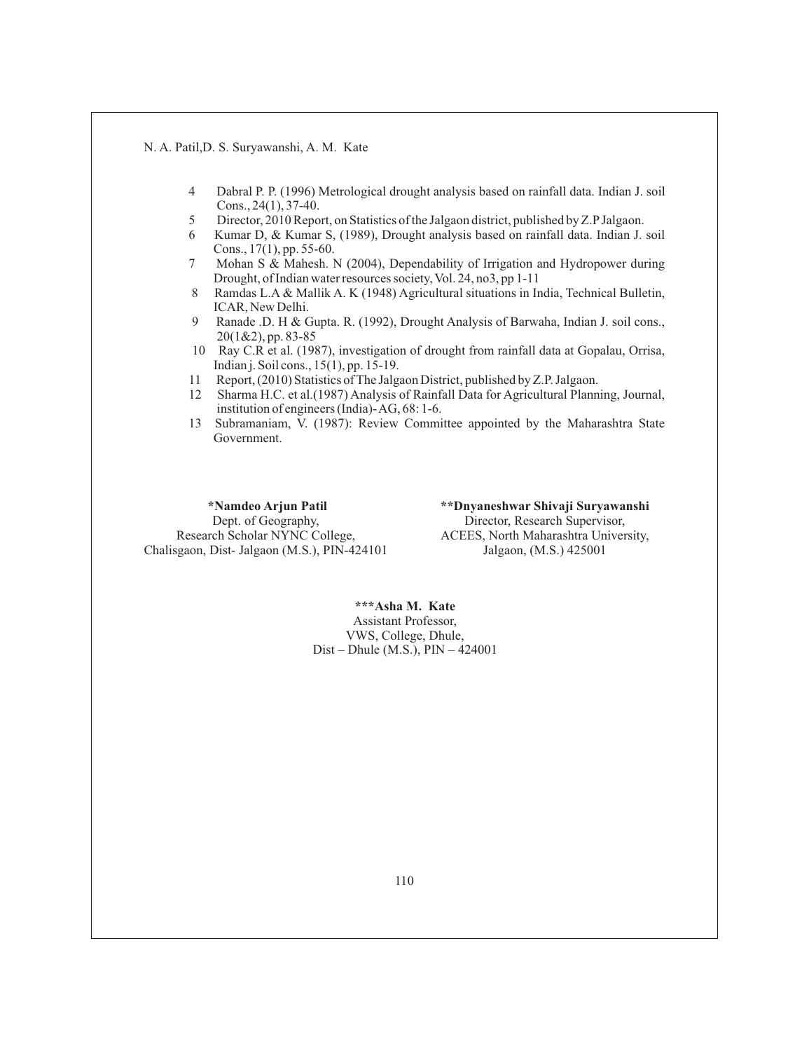4. Dabral P. P. (1996) Metrological drought analysis based on rainfall data. Indian J. soil Cons., 24(1), 37-40.
5. Director, 2010 Report, on Statistics of the Jalgaon district, published by Z.P Jalgaon.
6. Kumar D, & Kumar S, (1989), Drought analysis based on rainfall data. Indian J. soil Cons., 17(1), pp. 55-60.
7. Mohan S & Mahesh. N (2004), Dependability of Irrigation and Hydropower during Drought, of Indian water resources society, Vol. 24, no3, pp 1-11
8. Ramdas L.A & Mallik A. K (1948) Agricultural situations in India, Technical Bulletin, ICAR, New Delhi.
9. Ranade .D. H & Gupta. R. (1992), Drought Analysis of Barwaha, Indian J. soil cons., 20(1&2), pp. 83-85
10. Ray C.R et al. (1987), investigation of drought from rainfall data at Gopalau, Orrisa, Indian j. Soil cons., 15(1), pp. 15-19.
11. Report, (2010) Statistics of The Jalgaon District, published by Z.P. Jalgaon.
12. Sharma H.C. et al.(1987) Analysis of Rainfall Data for Agricultural Planning, Journal, institution of engineers (India)- AG, 68: 1-6.
13. Subramaniam, V. (1987): Review Committee appointed by the Maharashtra State Government.

**\*Namdeo Arjun Patil**
Dept. of Geography,
Research Scholar NYNC College,
Chalisgaon, Dist- Jalgaon (M.S.), PIN-424101

**\*\*Dnyaneshwar Shivaji Suryawanshi**
Director, Research Supervisor,
ACEES, North Maharashtra University,
Jalgaon, (M.S.) 425001

**\*\*\*Asha M. Kate**
Assistant Professor,
VWS, College, Dhule,
Dist – Dhule (M.S.), PIN – 424001